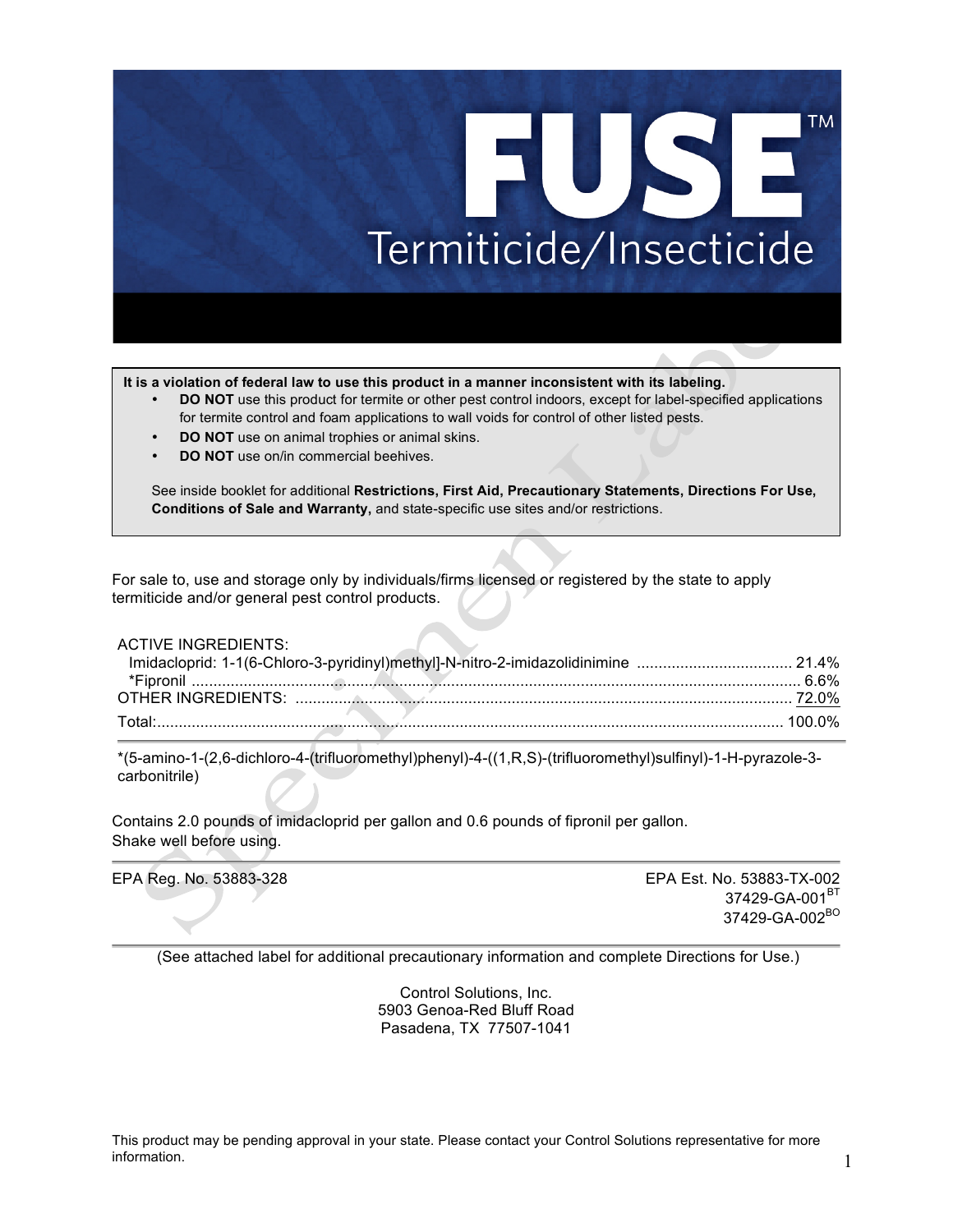# FUSE™

## Termiticide/Insecticide

**It is a violation of federal law to use this product in a manner inconsistent with its labeling.**

- **DO NOT** use this product for termite or other pest control indoors, except for label-specified applications for termite control and foam applications to wall voids for control of other listed pests.
- **DO NOT** use on animal trophies or animal skins.
- **DO NOT** use on/in commercial beehives.

See inside booklet for additional **Restrictions, First Aid, Precautionary Statements, Directions For Use, Conditions of Sale and Warranty,** and state-specific use sites and/or restrictions.

For sale to, use and storage only by individuals/firms licensed or registered by the state to apply termiticide and/or general pest control products.

| ACTIVE INGREDIENTS: | |
|---|---|
| Imidacloprid: 1-1(6-Chloro-3-pyridinyl)methyl]-N-nitro-2-imidazolidinimine | 21.4% |
| *Fipronil | 6.6% |
| OTHER INGREDIENTS: | 72.0% |
| Total: | 100.0% |

*(5-amino-1-(2,6-dichloro-4-(trifluoromethyl)phenyl)-4-((1,R,S)-(trifluoromethyl)sulfinyl)-1-H-pyrazole-3-carbonitrile)

Contains 2.0 pounds of imidacloprid per gallon and 0.6 pounds of fipronil per gallon.
Shake well before using.

EPA Reg. No. 53883-328

EPA Est. No. 53883-TX-002
37429-GA-001[BT]
37429-GA-002[BO]

(See attached label for additional precautionary information and complete Directions for Use.)

Control Solutions, Inc.
5903 Genoa-Red Bluff Road
Pasadena, TX 77507-1041

This product may be pending approval in your state. Please contact your Control Solutions representative for more information.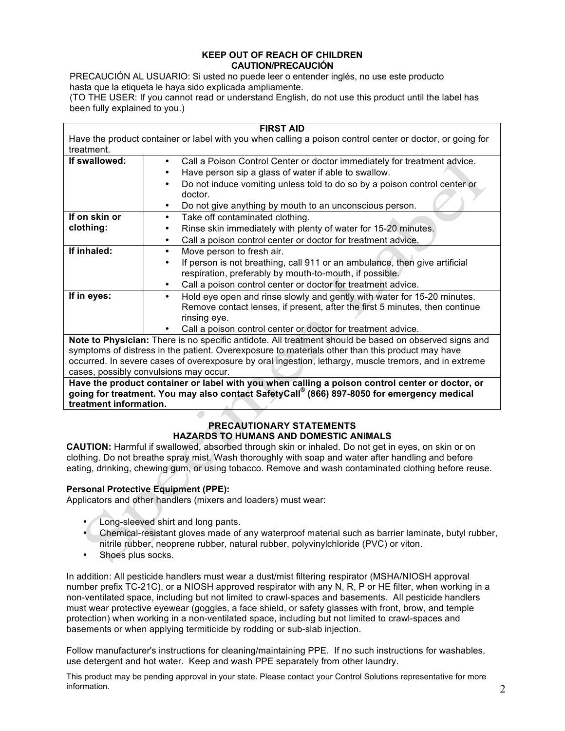**KEEP OUT OF REACH OF CHILDREN**
**CAUTION/PRECAUCIÓN**

PRECAUCIÓN AL USUARIO: Si usted no puede leer o entender inglés, no use este producto hasta que la etiqueta le haya sido explicada ampliamente.
(TO THE USER: If you cannot read or understand English, do not use this product until the label has been fully explained to you.)

| **FIRST AID** | |
|---|---|
| Have the product container or label with you when calling a poison control center or doctor, or going for treatment. | |
| **If swallowed:** | • Call a Poison Control Center or doctor immediately for treatment advice.<br>• Have person sip a glass of water if able to swallow.<br>• Do not induce vomiting unless told to do so by a poison control center or doctor.<br>• Do not give anything by mouth to an unconscious person. |
| **If on skin or clothing:** | • Take off contaminated clothing.<br>• Rinse skin immediately with plenty of water for 15-20 minutes.<br>• Call a poison control center or doctor for treatment advice. |
| **If inhaled:** | • Move person to fresh air.<br>• If person is not breathing, call 911 or an ambulance, then give artificial respiration, preferably by mouth-to-mouth, if possible.<br>• Call a poison control center or doctor for treatment advice. |
| **If in eyes:** | • Hold eye open and rinse slowly and gently with water for 15-20 minutes. Remove contact lenses, if present, after the first 5 minutes, then continue rinsing eye.<br>• Call a poison control center or doctor for treatment advice. |
| **Note to Physician:** There is no specific antidote. All treatment should be based on observed signs and symptoms of distress in the patient. Overexposure to materials other than this product may have occurred. In severe cases of overexposure by oral ingestion, lethargy, muscle tremors, and in extreme cases, possibly convulsions may occur. | |
| **Have the product container or label with you when calling a poison control center or doctor, or going for treatment. You may also contact SafetyCall® (866) 897-8050 for emergency medical treatment information.** | |

## PRECAUTIONARY STATEMENTS
## HAZARDS TO HUMANS AND DOMESTIC ANIMALS

**CAUTION:** Harmful if swallowed, absorbed through skin or inhaled. Do not get in eyes, on skin or on clothing. Do not breathe spray mist. Wash thoroughly with soap and water after handling and before eating, drinking, chewing gum, or using tobacco. Remove and wash contaminated clothing before reuse.

**Personal Protective Equipment (PPE):**
Applicators and other handlers (mixers and loaders) must wear:

- Long-sleeved shirt and long pants.
- Chemical-resistant gloves made of any waterproof material such as barrier laminate, butyl rubber, nitrile rubber, neoprene rubber, natural rubber, polyvinylchloride (PVC) or viton.
- Shoes plus socks.

In addition: All pesticide handlers must wear a dust/mist filtering respirator (MSHA/NIOSH approval number prefix TC-21C), or a NIOSH approved respirator with any N, R, P or HE filter, when working in a non-ventilated space, including but not limited to crawl-spaces and basements. All pesticide handlers must wear protective eyewear (goggles, a face shield, or safety glasses with front, brow, and temple protection) when working in a non-ventilated space, including but not limited to crawl-spaces and basements or when applying termiticide by rodding or sub-slab injection.

Follow manufacturer's instructions for cleaning/maintaining PPE. If no such instructions for washables, use detergent and hot water. Keep and wash PPE separately from other laundry.

This product may be pending approval in your state. Please contact your Control Solutions representative for more information.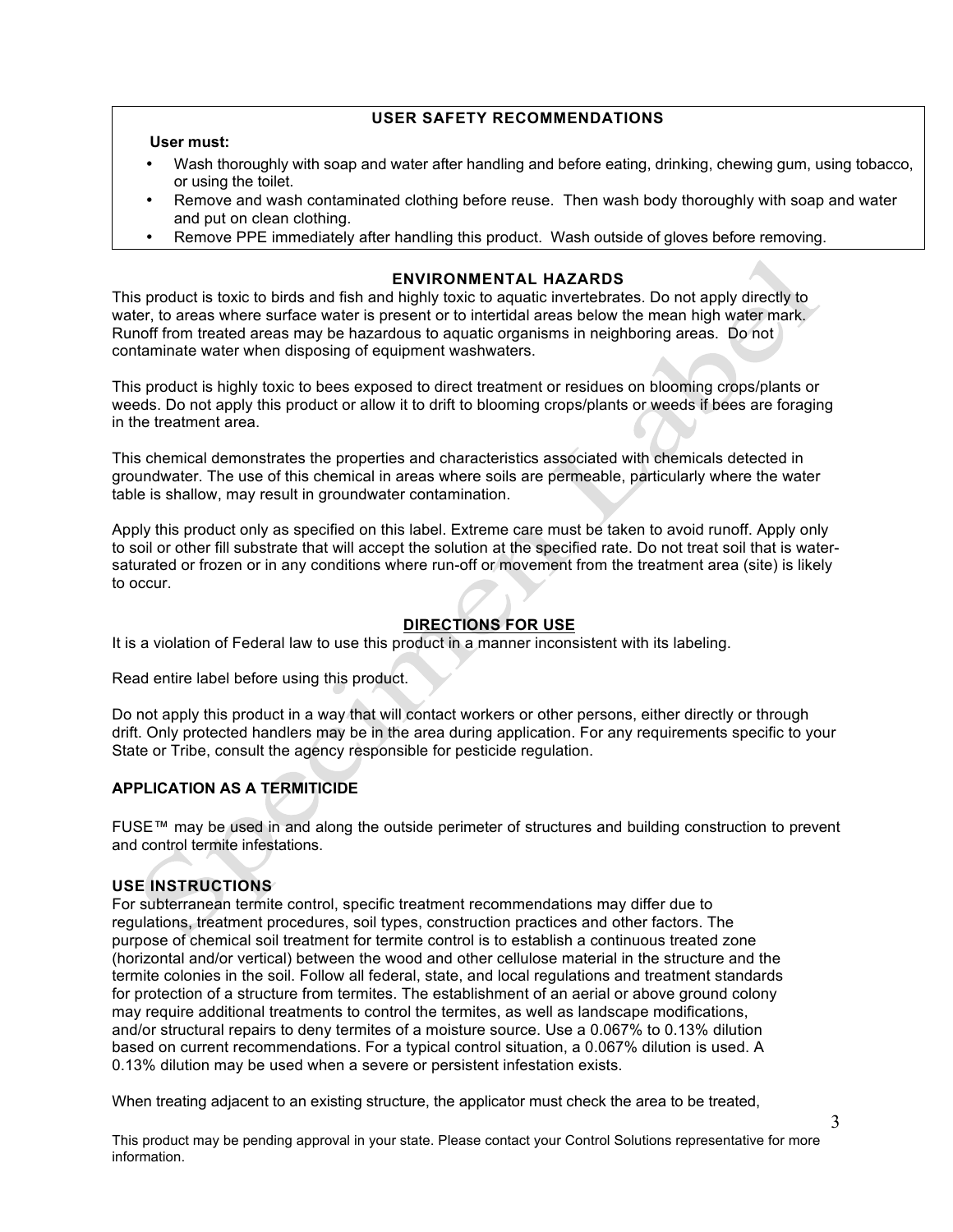## USER SAFETY RECOMMENDATIONS

**User must:**

- Wash thoroughly with soap and water after handling and before eating, drinking, chewing gum, using tobacco, or using the toilet.
- Remove and wash contaminated clothing before reuse. Then wash body thoroughly with soap and water and put on clean clothing.
- Remove PPE immediately after handling this product. Wash outside of gloves before removing.

## ENVIRONMENTAL HAZARDS

This product is toxic to birds and fish and highly toxic to aquatic invertebrates. Do not apply directly to water, to areas where surface water is present or to intertidal areas below the mean high water mark. Runoff from treated areas may be hazardous to aquatic organisms in neighboring areas. Do not contaminate water when disposing of equipment washwaters.

This product is highly toxic to bees exposed to direct treatment or residues on blooming crops/plants or weeds. Do not apply this product or allow it to drift to blooming crops/plants or weeds if bees are foraging in the treatment area.

This chemical demonstrates the properties and characteristics associated with chemicals detected in groundwater. The use of this chemical in areas where soils are permeable, particularly where the water table is shallow, may result in groundwater contamination.

Apply this product only as specified on this label. Extreme care must be taken to avoid runoff. Apply only to soil or other fill substrate that will accept the solution at the specified rate. Do not treat soil that is water-saturated or frozen or in any conditions where run-off or movement from the treatment area (site) is likely to occur.

## DIRECTIONS FOR USE

It is a violation of Federal law to use this product in a manner inconsistent with its labeling.

Read entire label before using this product.

Do not apply this product in a way that will contact workers or other persons, either directly or through drift. Only protected handlers may be in the area during application. For any requirements specific to your State or Tribe, consult the agency responsible for pesticide regulation.

### APPLICATION AS A TERMITICIDE

FUSE™ may be used in and along the outside perimeter of structures and building construction to prevent and control termite infestations.

### USE INSTRUCTIONS

For subterranean termite control, specific treatment recommendations may differ due to regulations, treatment procedures, soil types, construction practices and other factors. The purpose of chemical soil treatment for termite control is to establish a continuous treated zone (horizontal and/or vertical) between the wood and other cellulose material in the structure and the termite colonies in the soil. Follow all federal, state, and local regulations and treatment standards for protection of a structure from termites. The establishment of an aerial or above ground colony may require additional treatments to control the termites, as well as landscape modifications, and/or structural repairs to deny termites of a moisture source. Use a 0.067% to 0.13% dilution based on current recommendations. For a typical control situation, a 0.067% dilution is used. A 0.13% dilution may be used when a severe or persistent infestation exists.

When treating adjacent to an existing structure, the applicator must check the area to be treated,

This product may be pending approval in your state. Please contact your Control Solutions representative for more information.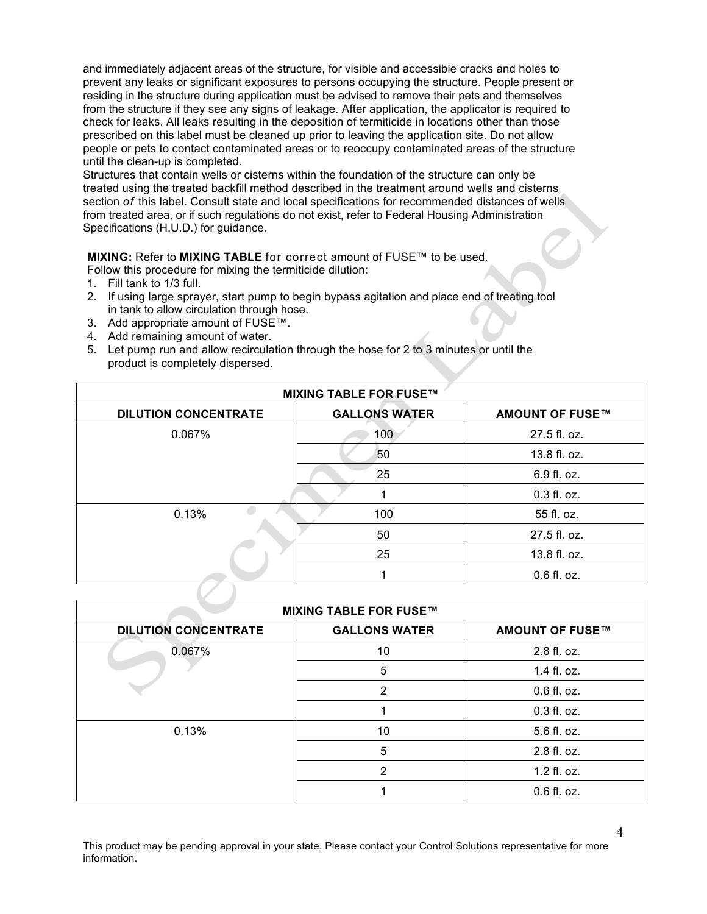and immediately adjacent areas of the structure, for visible and accessible cracks and holes to prevent any leaks or significant exposures to persons occupying the structure. People present or residing in the structure during application must be advised to remove their pets and themselves from the structure if they see any signs of leakage. After application, the applicator is required to check for leaks. All leaks resulting in the deposition of termiticide in locations other than those prescribed on this label must be cleaned up prior to leaving the application site. Do not allow people or pets to contact contaminated areas or to reoccupy contaminated areas of the structure until the clean-up is completed.
Structures that contain wells or cisterns within the foundation of the structure can only be treated using the treated backfill method described in the treatment around wells and cisterns section *of* this label. Consult state and local specifications for recommended distances of wells from treated area, or if such regulations do not exist, refer to Federal Housing Administration Specifications (H.U.D.) for guidance.

**MIXING:** Refer to **MIXING TABLE** for correct amount of FUSE™ to be used.
Follow this procedure for mixing the termiticide dilution:

1. Fill tank to 1/3 full.
2. If using large sprayer, start pump to begin bypass agitation and place end of treating tool in tank to allow circulation through hose.
3. Add appropriate amount of FUSE™.
4. Add remaining amount of water.
5. Let pump run and allow recirculation through the hose for 2 to 3 minutes or until the product is completely dispersed.

**MIXING TABLE FOR FUSE™**

| DILUTION CONCENTRATE | GALLONS WATER | AMOUNT OF FUSE™ |
|---|---|---|
| 0.067% | 100 | 27.5 fl. oz. |
| | 50 | 13.8 fl. oz. |
| | 25 | 6.9 fl. oz. |
| | 1 | 0.3 fl. oz. |
| 0.13% | 100 | 55 fl. oz. |
| | 50 | 27.5 fl. oz. |
| | 25 | 13.8 fl. oz. |
| | 1 | 0.6 fl. oz. |

**MIXING TABLE FOR FUSE™**

| DILUTION CONCENTRATE | GALLONS WATER | AMOUNT OF FUSE™ |
|---|---|---|
| 0.067% | 10 | 2.8 fl. oz. |
| | 5 | 1.4 fl. oz. |
| | 2 | 0.6 fl. oz. |
| | 1 | 0.3 fl. oz. |
| 0.13% | 10 | 5.6 fl. oz. |
| | 5 | 2.8 fl. oz. |
| | 2 | 1.2 fl. oz. |
| | 1 | 0.6 fl. oz. |

This product may be pending approval in your state. Please contact your Control Solutions representative for more information.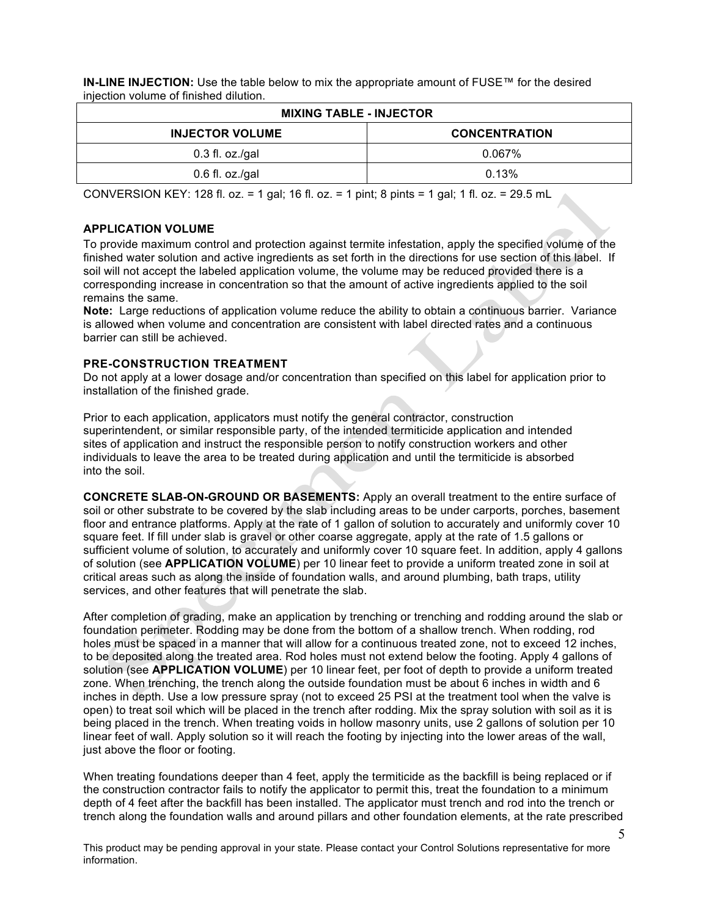**IN-LINE INJECTION:** Use the table below to mix the appropriate amount of FUSE™ for the desired injection volume of finished dilution.

| MIXING TABLE - INJECTOR | |
|---|---|
| **INJECTOR VOLUME** | **CONCENTRATION** |
| 0.3 fl. oz./gal | 0.067% |
| 0.6 fl. oz./gal | 0.13% |

CONVERSION KEY: 128 fl. oz. = 1 gal; 16 fl. oz. = 1 pint; 8 pints = 1 gal; 1 fl. oz. = 29.5 mL

### APPLICATION VOLUME

To provide maximum control and protection against termite infestation, apply the specified volume of the finished water solution and active ingredients as set forth in the directions for use section of this label. If soil will not accept the labeled application volume, the volume may be reduced provided there is a corresponding increase in concentration so that the amount of active ingredients applied to the soil remains the same.

**Note:** Large reductions of application volume reduce the ability to obtain a continuous barrier. Variance is allowed when volume and concentration are consistent with label directed rates and a continuous barrier can still be achieved.

### PRE-CONSTRUCTION TREATMENT

Do not apply at a lower dosage and/or concentration than specified on this label for application prior to installation of the finished grade.

Prior to each application, applicators must notify the general contractor, construction superintendent, or similar responsible party, of the intended termiticide application and intended sites of application and instruct the responsible person to notify construction workers and other individuals to leave the area to be treated during application and until the termiticide is absorbed into the soil.

**CONCRETE SLAB-ON-GROUND OR BASEMENTS:** Apply an overall treatment to the entire surface of soil or other substrate to be covered by the slab including areas to be under carports, porches, basement floor and entrance platforms. Apply at the rate of 1 gallon of solution to accurately and uniformly cover 10 square feet. If fill under slab is gravel or other coarse aggregate, apply at the rate of 1.5 gallons or sufficient volume of solution, to accurately and uniformly cover 10 square feet. In addition, apply 4 gallons of solution (see **APPLICATION VOLUME**) per 10 linear feet to provide a uniform treated zone in soil at critical areas such as along the inside of foundation walls, and around plumbing, bath traps, utility services, and other features that will penetrate the slab.

After completion of grading, make an application by trenching or trenching and rodding around the slab or foundation perimeter. Rodding may be done from the bottom of a shallow trench. When rodding, rod holes must be spaced in a manner that will allow for a continuous treated zone, not to exceed 12 inches, to be deposited along the treated area. Rod holes must not extend below the footing. Apply 4 gallons of solution (see **APPLICATION VOLUME**) per 10 linear feet, per foot of depth to provide a uniform treated zone. When trenching, the trench along the outside foundation must be about 6 inches in width and 6 inches in depth. Use a low pressure spray (not to exceed 25 PSI at the treatment tool when the valve is open) to treat soil which will be placed in the trench after rodding. Mix the spray solution with soil as it is being placed in the trench. When treating voids in hollow masonry units, use 2 gallons of solution per 10 linear feet of wall. Apply solution so it will reach the footing by injecting into the lower areas of the wall, just above the floor or footing.

When treating foundations deeper than 4 feet, apply the termiticide as the backfill is being replaced or if the construction contractor fails to notify the applicator to permit this, treat the foundation to a minimum depth of 4 feet after the backfill has been installed. The applicator must trench and rod into the trench or trench along the foundation walls and around pillars and other foundation elements, at the rate prescribed

This product may be pending approval in your state. Please contact your Control Solutions representative for more information.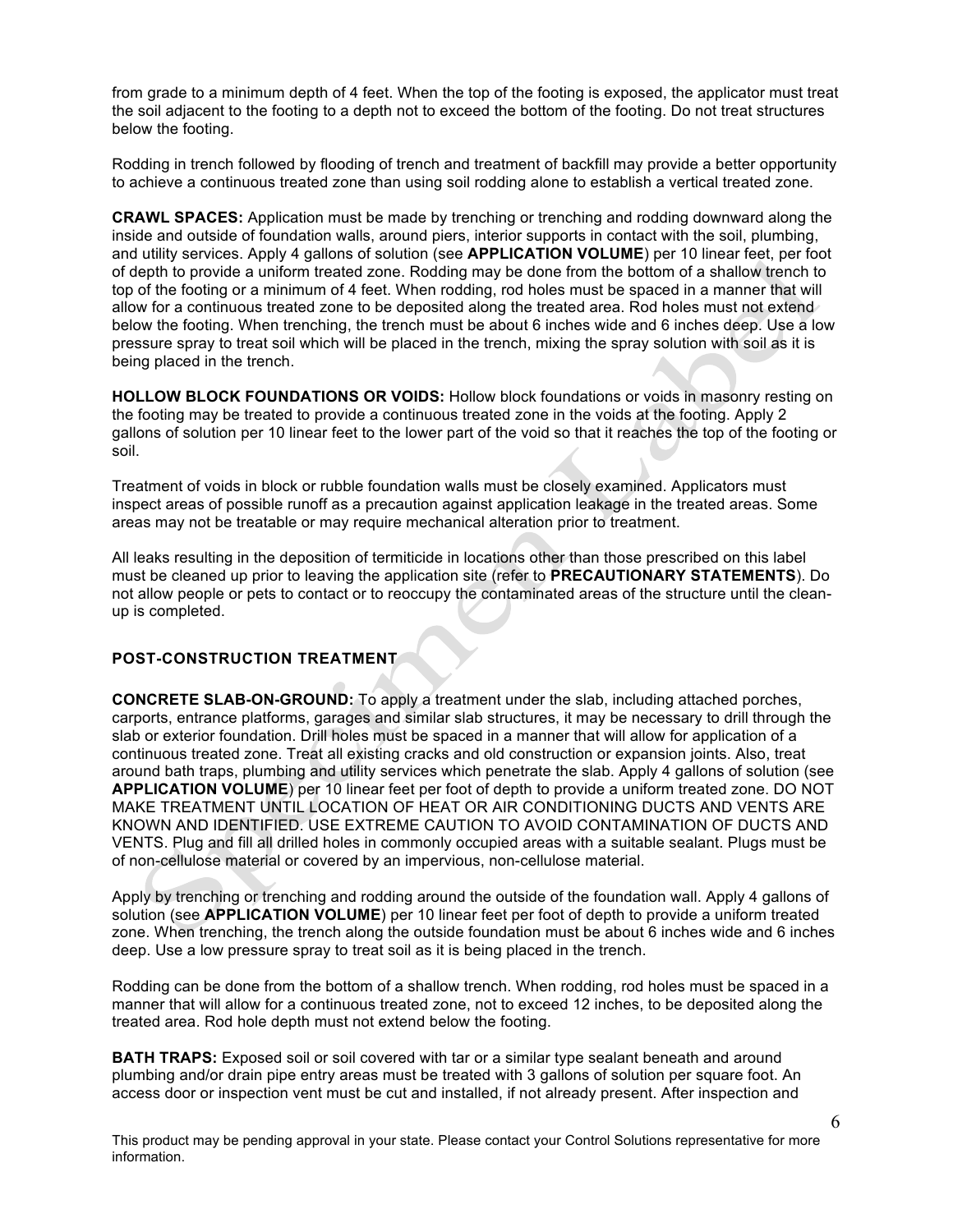from grade to a minimum depth of 4 feet. When the top of the footing is exposed, the applicator must treat the soil adjacent to the footing to a depth not to exceed the bottom of the footing. Do not treat structures below the footing.

Rodding in trench followed by flooding of trench and treatment of backfill may provide a better opportunity to achieve a continuous treated zone than using soil rodding alone to establish a vertical treated zone.

**CRAWL SPACES:** Application must be made by trenching or trenching and rodding downward along the inside and outside of foundation walls, around piers, interior supports in contact with the soil, plumbing, and utility services. Apply 4 gallons of solution (see **APPLICATION VOLUME**) per 10 linear feet, per foot of depth to provide a uniform treated zone. Rodding may be done from the bottom of a shallow trench to top of the footing or a minimum of 4 feet. When rodding, rod holes must be spaced in a manner that will allow for a continuous treated zone to be deposited along the treated area. Rod holes must not extend below the footing. When trenching, the trench must be about 6 inches wide and 6 inches deep. Use a low pressure spray to treat soil which will be placed in the trench, mixing the spray solution with soil as it is being placed in the trench.

**HOLLOW BLOCK FOUNDATIONS OR VOIDS:** Hollow block foundations or voids in masonry resting on the footing may be treated to provide a continuous treated zone in the voids at the footing. Apply 2 gallons of solution per 10 linear feet to the lower part of the void so that it reaches the top of the footing or soil.

Treatment of voids in block or rubble foundation walls must be closely examined. Applicators must inspect areas of possible runoff as a precaution against application leakage in the treated areas. Some areas may not be treatable or may require mechanical alteration prior to treatment.

All leaks resulting in the deposition of termiticide in locations other than those prescribed on this label must be cleaned up prior to leaving the application site (refer to **PRECAUTIONARY STATEMENTS**). Do not allow people or pets to contact or to reoccupy the contaminated areas of the structure until the clean-up is completed.

## POST-CONSTRUCTION TREATMENT

**CONCRETE SLAB-ON-GROUND:** To apply a treatment under the slab, including attached porches, carports, entrance platforms, garages and similar slab structures, it may be necessary to drill through the slab or exterior foundation. Drill holes must be spaced in a manner that will allow for application of a continuous treated zone. Treat all existing cracks and old construction or expansion joints. Also, treat around bath traps, plumbing and utility services which penetrate the slab. Apply 4 gallons of solution (see **APPLICATION VOLUME**) per 10 linear feet per foot of depth to provide a uniform treated zone. DO NOT MAKE TREATMENT UNTIL LOCATION OF HEAT OR AIR CONDITIONING DUCTS AND VENTS ARE KNOWN AND IDENTIFIED. USE EXTREME CAUTION TO AVOID CONTAMINATION OF DUCTS AND VENTS. Plug and fill all drilled holes in commonly occupied areas with a suitable sealant. Plugs must be of non-cellulose material or covered by an impervious, non-cellulose material.

Apply by trenching or trenching and rodding around the outside of the foundation wall. Apply 4 gallons of solution (see **APPLICATION VOLUME**) per 10 linear feet per foot of depth to provide a uniform treated zone. When trenching, the trench along the outside foundation must be about 6 inches wide and 6 inches deep. Use a low pressure spray to treat soil as it is being placed in the trench.

Rodding can be done from the bottom of a shallow trench. When rodding, rod holes must be spaced in a manner that will allow for a continuous treated zone, not to exceed 12 inches, to be deposited along the treated area. Rod hole depth must not extend below the footing.

**BATH TRAPS:** Exposed soil or soil covered with tar or a similar type sealant beneath and around plumbing and/or drain pipe entry areas must be treated with 3 gallons of solution per square foot. An access door or inspection vent must be cut and installed, if not already present. After inspection and

This product may be pending approval in your state. Please contact your Control Solutions representative for more information.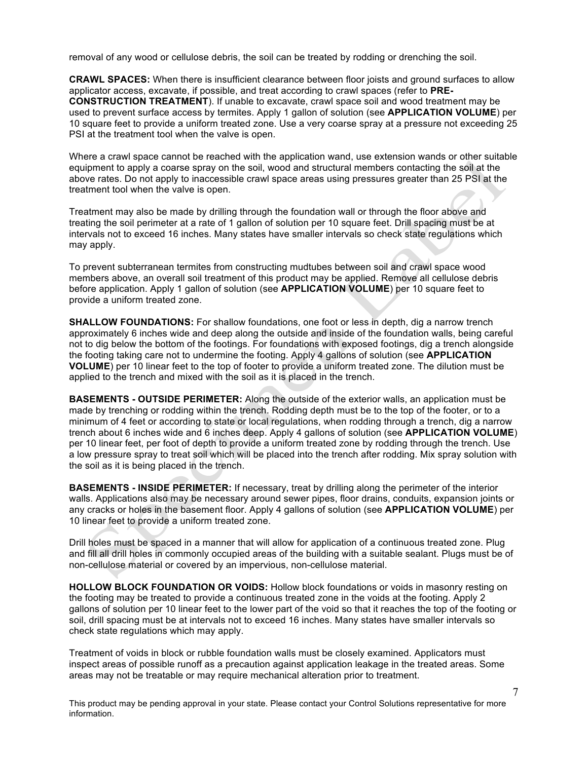removal of any wood or cellulose debris, the soil can be treated by rodding or drenching the soil.

**CRAWL SPACES:** When there is insufficient clearance between floor joists and ground surfaces to allow applicator access, excavate, if possible, and treat according to crawl spaces (refer to **PRE-CONSTRUCTION TREATMENT**). If unable to excavate, crawl space soil and wood treatment may be used to prevent surface access by termites. Apply 1 gallon of solution (see **APPLICATION VOLUME**) per 10 square feet to provide a uniform treated zone. Use a very coarse spray at a pressure not exceeding 25 PSI at the treatment tool when the valve is open.

Where a crawl space cannot be reached with the application wand, use extension wands or other suitable equipment to apply a coarse spray on the soil, wood and structural members contacting the soil at the above rates. Do not apply to inaccessible crawl space areas using pressures greater than 25 PSI at the treatment tool when the valve is open.

Treatment may also be made by drilling through the foundation wall or through the floor above and treating the soil perimeter at a rate of 1 gallon of solution per 10 square feet. Drill spacing must be at intervals not to exceed 16 inches. Many states have smaller intervals so check state regulations which may apply.

To prevent subterranean termites from constructing mudtubes between soil and crawl space wood members above, an overall soil treatment of this product may be applied. Remove all cellulose debris before application. Apply 1 gallon of solution (see **APPLICATION VOLUME**) per 10 square feet to provide a uniform treated zone.

**SHALLOW FOUNDATIONS:** For shallow foundations, one foot or less in depth, dig a narrow trench approximately 6 inches wide and deep along the outside and inside of the foundation walls, being careful not to dig below the bottom of the footings. For foundations with exposed footings, dig a trench alongside the footing taking care not to undermine the footing. Apply 4 gallons of solution (see **APPLICATION VOLUME**) per 10 linear feet to the top of footer to provide a uniform treated zone. The dilution must be applied to the trench and mixed with the soil as it is placed in the trench.

**BASEMENTS - OUTSIDE PERIMETER:** Along the outside of the exterior walls, an application must be made by trenching or rodding within the trench. Rodding depth must be to the top of the footer, or to a minimum of 4 feet or according to state or local regulations, when rodding through a trench, dig a narrow trench about 6 inches wide and 6 inches deep. Apply 4 gallons of solution (see **APPLICATION VOLUME**) per 10 linear feet, per foot of depth to provide a uniform treated zone by rodding through the trench. Use a low pressure spray to treat soil which will be placed into the trench after rodding. Mix spray solution with the soil as it is being placed in the trench.

**BASEMENTS - INSIDE PERIMETER:** If necessary, treat by drilling along the perimeter of the interior walls. Applications also may be necessary around sewer pipes, floor drains, conduits, expansion joints or any cracks or holes in the basement floor. Apply 4 gallons of solution (see **APPLICATION VOLUME**) per 10 linear feet to provide a uniform treated zone.

Drill holes must be spaced in a manner that will allow for application of a continuous treated zone. Plug and fill all drill holes in commonly occupied areas of the building with a suitable sealant. Plugs must be of non-cellulose material or covered by an impervious, non-cellulose material.

**HOLLOW BLOCK FOUNDATION OR VOIDS:** Hollow block foundations or voids in masonry resting on the footing may be treated to provide a continuous treated zone in the voids at the footing. Apply 2 gallons of solution per 10 linear feet to the lower part of the void so that it reaches the top of the footing or soil, drill spacing must be at intervals not to exceed 16 inches. Many states have smaller intervals so check state regulations which may apply.

Treatment of voids in block or rubble foundation walls must be closely examined. Applicators must inspect areas of possible runoff as a precaution against application leakage in the treated areas. Some areas may not be treatable or may require mechanical alteration prior to treatment.

This product may be pending approval in your state. Please contact your Control Solutions representative for more information.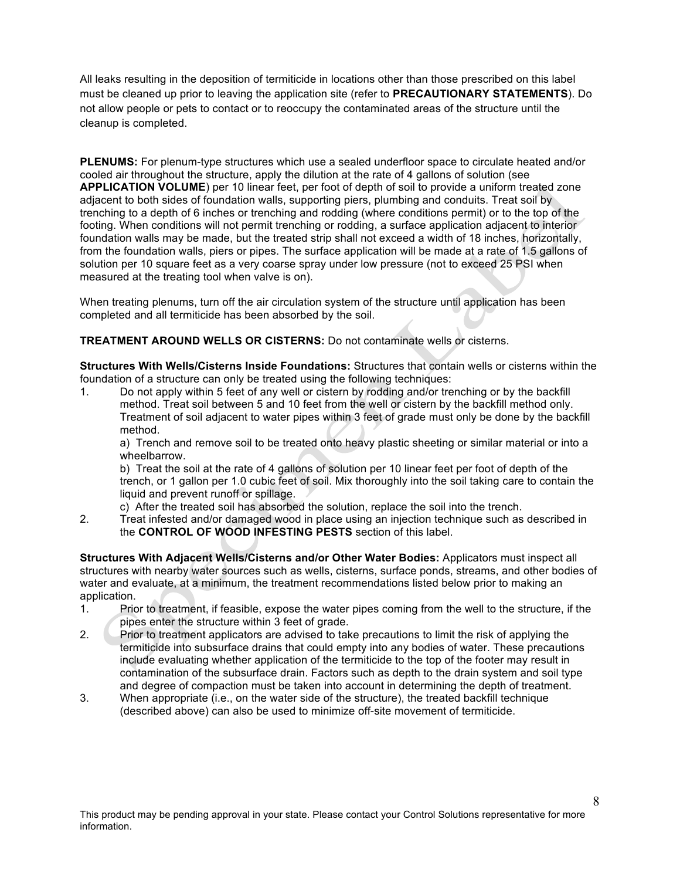All leaks resulting in the deposition of termiticide in locations other than those prescribed on this label must be cleaned up prior to leaving the application site (refer to **PRECAUTIONARY STATEMENTS**). Do not allow people or pets to contact or to reoccupy the contaminated areas of the structure until the cleanup is completed.

**PLENUMS:** For plenum-type structures which use a sealed underfloor space to circulate heated and/or cooled air throughout the structure, apply the dilution at the rate of 4 gallons of solution (see **APPLICATION VOLUME**) per 10 linear feet, per foot of depth of soil to provide a uniform treated zone adjacent to both sides of foundation walls, supporting piers, plumbing and conduits. Treat soil by trenching to a depth of 6 inches or trenching and rodding (where conditions permit) or to the top of the footing. When conditions will not permit trenching or rodding, a surface application adjacent to interior foundation walls may be made, but the treated strip shall not exceed a width of 18 inches, horizontally, from the foundation walls, piers or pipes. The surface application will be made at a rate of 1.5 gallons of solution per 10 square feet as a very coarse spray under low pressure (not to exceed 25 PSI when measured at the treating tool when valve is on).

When treating plenums, turn off the air circulation system of the structure until application has been completed and all termiticide has been absorbed by the soil.

**TREATMENT AROUND WELLS OR CISTERNS:** Do not contaminate wells or cisterns.

**Structures With Wells/Cisterns Inside Foundations:** Structures that contain wells or cisterns within the foundation of a structure can only be treated using the following techniques:

1. Do not apply within 5 feet of any well or cistern by rodding and/or trenching or by the backfill method. Treat soil between 5 and 10 feet from the well or cistern by the backfill method only. Treatment of soil adjacent to water pipes within 3 feet of grade must only be done by the backfill method.

   a) Trench and remove soil to be treated onto heavy plastic sheeting or similar material or into a wheelbarrow.

   b) Treat the soil at the rate of 4 gallons of solution per 10 linear feet per foot of depth of the trench, or 1 gallon per 1.0 cubic feet of soil. Mix thoroughly into the soil taking care to contain the liquid and prevent runoff or spillage.

   c) After the treated soil has absorbed the solution, replace the soil into the trench.
2. Treat infested and/or damaged wood in place using an injection technique such as described in the **CONTROL OF WOOD INFESTING PESTS** section of this label.

**Structures With Adjacent Wells/Cisterns and/or Other Water Bodies:** Applicators must inspect all structures with nearby water sources such as wells, cisterns, surface ponds, streams, and other bodies of water and evaluate, at a minimum, the treatment recommendations listed below prior to making an application.

1. Prior to treatment, if feasible, expose the water pipes coming from the well to the structure, if the pipes enter the structure within 3 feet of grade.
2. Prior to treatment applicators are advised to take precautions to limit the risk of applying the termiticide into subsurface drains that could empty into any bodies of water. These precautions include evaluating whether application of the termiticide to the top of the footer may result in contamination of the subsurface drain. Factors such as depth to the drain system and soil type and degree of compaction must be taken into account in determining the depth of treatment.
3. When appropriate (i.e., on the water side of the structure), the treated backfill technique (described above) can also be used to minimize off-site movement of termiticide.

This product may be pending approval in your state. Please contact your Control Solutions representative for more information.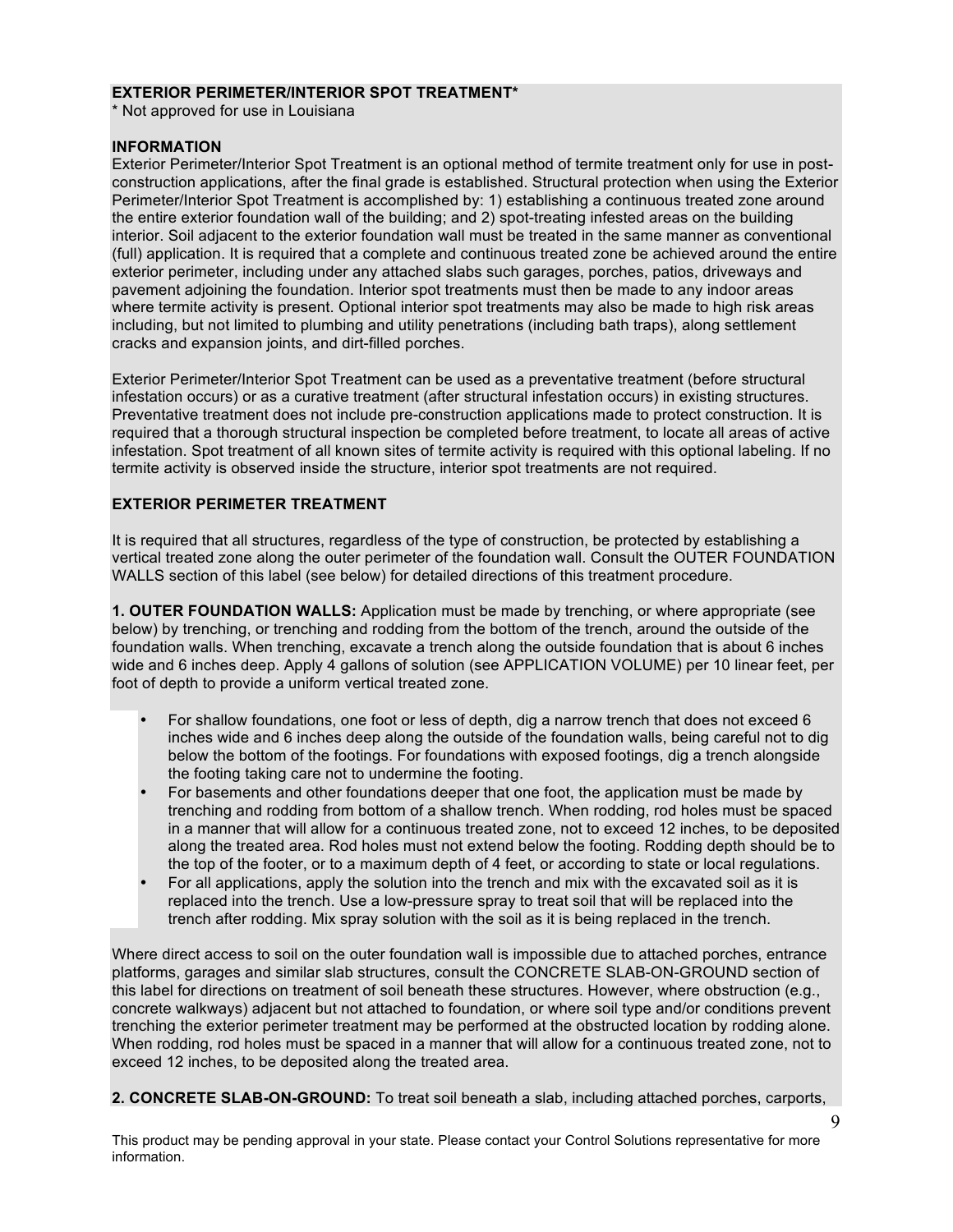**EXTERIOR PERIMETER/INTERIOR SPOT TREATMENT***
* Not approved for use in Louisiana

**INFORMATION**
Exterior Perimeter/Interior Spot Treatment is an optional method of termite treatment only for use in post-construction applications, after the final grade is established. Structural protection when using the Exterior Perimeter/Interior Spot Treatment is accomplished by: 1) establishing a continuous treated zone around the entire exterior foundation wall of the building; and 2) spot-treating infested areas on the building interior. Soil adjacent to the exterior foundation wall must be treated in the same manner as conventional (full) application. It is required that a complete and continuous treated zone be achieved around the entire exterior perimeter, including under any attached slabs such garages, porches, patios, driveways and pavement adjoining the foundation. Interior spot treatments must then be made to any indoor areas where termite activity is present. Optional interior spot treatments may also be made to high risk areas including, but not limited to plumbing and utility penetrations (including bath traps), along settlement cracks and expansion joints, and dirt-filled porches.

Exterior Perimeter/Interior Spot Treatment can be used as a preventative treatment (before structural infestation occurs) or as a curative treatment (after structural infestation occurs) in existing structures. Preventative treatment does not include pre-construction applications made to protect construction. It is required that a thorough structural inspection be completed before treatment, to locate all areas of active infestation. Spot treatment of all known sites of termite activity is required with this optional labeling. If no termite activity is observed inside the structure, interior spot treatments are not required.

**EXTERIOR PERIMETER TREATMENT**

It is required that all structures, regardless of the type of construction, be protected by establishing a vertical treated zone along the outer perimeter of the foundation wall. Consult the OUTER FOUNDATION WALLS section of this label (see below) for detailed directions of this treatment procedure.

**1. OUTER FOUNDATION WALLS:** Application must be made by trenching, or where appropriate (see below) by trenching, or trenching and rodding from the bottom of the trench, around the outside of the foundation walls. When trenching, excavate a trench along the outside foundation that is about 6 inches wide and 6 inches deep. Apply 4 gallons of solution (see APPLICATION VOLUME) per 10 linear feet, per foot of depth to provide a uniform vertical treated zone.

- For shallow foundations, one foot or less of depth, dig a narrow trench that does not exceed 6 inches wide and 6 inches deep along the outside of the foundation walls, being careful not to dig below the bottom of the footings. For foundations with exposed footings, dig a trench alongside the footing taking care not to undermine the footing.
- For basements and other foundations deeper that one foot, the application must be made by trenching and rodding from bottom of a shallow trench. When rodding, rod holes must be spaced in a manner that will allow for a continuous treated zone, not to exceed 12 inches, to be deposited along the treated area. Rod holes must not extend below the footing. Rodding depth should be to the top of the footer, or to a maximum depth of 4 feet, or according to state or local regulations.
- For all applications, apply the solution into the trench and mix with the excavated soil as it is replaced into the trench. Use a low-pressure spray to treat soil that will be replaced into the trench after rodding. Mix spray solution with the soil as it is being replaced in the trench.

Where direct access to soil on the outer foundation wall is impossible due to attached porches, entrance platforms, garages and similar slab structures, consult the CONCRETE SLAB-ON-GROUND section of this label for directions on treatment of soil beneath these structures. However, where obstruction (e.g., concrete walkways) adjacent but not attached to foundation, or where soil type and/or conditions prevent trenching the exterior perimeter treatment may be performed at the obstructed location by rodding alone. When rodding, rod holes must be spaced in a manner that will allow for a continuous treated zone, not to exceed 12 inches, to be deposited along the treated area.

**2. CONCRETE SLAB-ON-GROUND:** To treat soil beneath a slab, including attached porches, carports,

This product may be pending approval in your state. Please contact your Control Solutions representative for more information.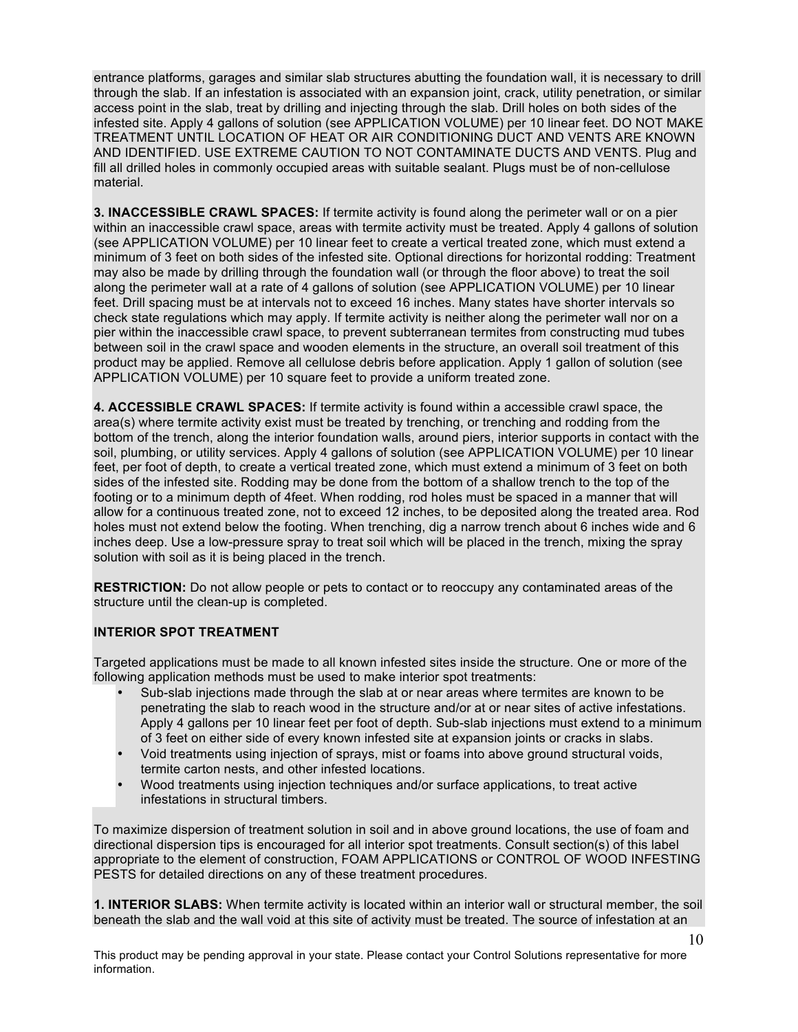entrance platforms, garages and similar slab structures abutting the foundation wall, it is necessary to drill through the slab. If an infestation is associated with an expansion joint, crack, utility penetration, or similar access point in the slab, treat by drilling and injecting through the slab. Drill holes on both sides of the infested site. Apply 4 gallons of solution (see APPLICATION VOLUME) per 10 linear feet. DO NOT MAKE TREATMENT UNTIL LOCATION OF HEAT OR AIR CONDITIONING DUCT AND VENTS ARE KNOWN AND IDENTIFIED. USE EXTREME CAUTION TO NOT CONTAMINATE DUCTS AND VENTS. Plug and fill all drilled holes in commonly occupied areas with suitable sealant. Plugs must be of non-cellulose material.

**3. INACCESSIBLE CRAWL SPACES:** If termite activity is found along the perimeter wall or on a pier within an inaccessible crawl space, areas with termite activity must be treated. Apply 4 gallons of solution (see APPLICATION VOLUME) per 10 linear feet to create a vertical treated zone, which must extend a minimum of 3 feet on both sides of the infested site. Optional directions for horizontal rodding: Treatment may also be made by drilling through the foundation wall (or through the floor above) to treat the soil along the perimeter wall at a rate of 4 gallons of solution (see APPLICATION VOLUME) per 10 linear feet. Drill spacing must be at intervals not to exceed 16 inches. Many states have shorter intervals so check state regulations which may apply. If termite activity is neither along the perimeter wall nor on a pier within the inaccessible crawl space, to prevent subterranean termites from constructing mud tubes between soil in the crawl space and wooden elements in the structure, an overall soil treatment of this product may be applied. Remove all cellulose debris before application. Apply 1 gallon of solution (see APPLICATION VOLUME) per 10 square feet to provide a uniform treated zone.

**4. ACCESSIBLE CRAWL SPACES:** If termite activity is found within a accessible crawl space, the area(s) where termite activity exist must be treated by trenching, or trenching and rodding from the bottom of the trench, along the interior foundation walls, around piers, interior supports in contact with the soil, plumbing, or utility services. Apply 4 gallons of solution (see APPLICATION VOLUME) per 10 linear feet, per foot of depth, to create a vertical treated zone, which must extend a minimum of 3 feet on both sides of the infested site. Rodding may be done from the bottom of a shallow trench to the top of the footing or to a minimum depth of 4feet. When rodding, rod holes must be spaced in a manner that will allow for a continuous treated zone, not to exceed 12 inches, to be deposited along the treated area. Rod holes must not extend below the footing. When trenching, dig a narrow trench about 6 inches wide and 6 inches deep. Use a low-pressure spray to treat soil which will be placed in the trench, mixing the spray solution with soil as it is being placed in the trench.

**RESTRICTION:** Do not allow people or pets to contact or to reoccupy any contaminated areas of the structure until the clean-up is completed.

**INTERIOR SPOT TREATMENT**

Targeted applications must be made to all known infested sites inside the structure. One or more of the following application methods must be used to make interior spot treatments:

- Sub-slab injections made through the slab at or near areas where termites are known to be penetrating the slab to reach wood in the structure and/or at or near sites of active infestations. Apply 4 gallons per 10 linear feet per foot of depth. Sub-slab injections must extend to a minimum of 3 feet on either side of every known infested site at expansion joints or cracks in slabs.
- Void treatments using injection of sprays, mist or foams into above ground structural voids, termite carton nests, and other infested locations.
- Wood treatments using injection techniques and/or surface applications, to treat active infestations in structural timbers.

To maximize dispersion of treatment solution in soil and in above ground locations, the use of foam and directional dispersion tips is encouraged for all interior spot treatments. Consult section(s) of this label appropriate to the element of construction, FOAM APPLICATIONS or CONTROL OF WOOD INFESTING PESTS for detailed directions on any of these treatment procedures.

**1. INTERIOR SLABS:** When termite activity is located within an interior wall or structural member, the soil beneath the slab and the wall void at this site of activity must be treated. The source of infestation at an

This product may be pending approval in your state. Please contact your Control Solutions representative for more information.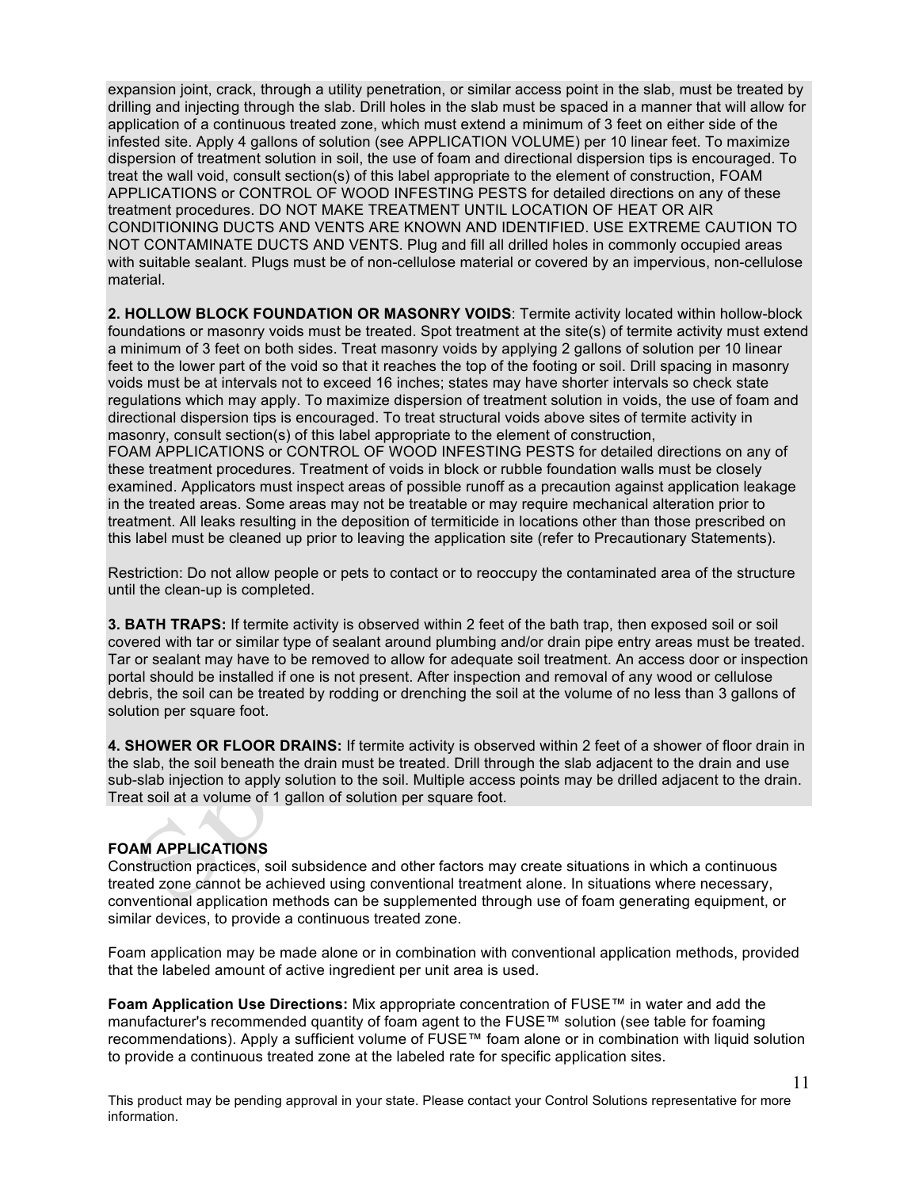expansion joint, crack, through a utility penetration, or similar access point in the slab, must be treated by drilling and injecting through the slab. Drill holes in the slab must be spaced in a manner that will allow for application of a continuous treated zone, which must extend a minimum of 3 feet on either side of the infested site. Apply 4 gallons of solution (see APPLICATION VOLUME) per 10 linear feet. To maximize dispersion of treatment solution in soil, the use of foam and directional dispersion tips is encouraged. To treat the wall void, consult section(s) of this label appropriate to the element of construction, FOAM APPLICATIONS or CONTROL OF WOOD INFESTING PESTS for detailed directions on any of these treatment procedures. DO NOT MAKE TREATMENT UNTIL LOCATION OF HEAT OR AIR CONDITIONING DUCTS AND VENTS ARE KNOWN AND IDENTIFIED. USE EXTREME CAUTION TO NOT CONTAMINATE DUCTS AND VENTS. Plug and fill all drilled holes in commonly occupied areas with suitable sealant. Plugs must be of non-cellulose material or covered by an impervious, non-cellulose material.

**2. HOLLOW BLOCK FOUNDATION OR MASONRY VOIDS**: Termite activity located within hollow-block foundations or masonry voids must be treated. Spot treatment at the site(s) of termite activity must extend a minimum of 3 feet on both sides. Treat masonry voids by applying 2 gallons of solution per 10 linear feet to the lower part of the void so that it reaches the top of the footing or soil. Drill spacing in masonry voids must be at intervals not to exceed 16 inches; states may have shorter intervals so check state regulations which may apply. To maximize dispersion of treatment solution in voids, the use of foam and directional dispersion tips is encouraged. To treat structural voids above sites of termite activity in masonry, consult section(s) of this label appropriate to the element of construction, FOAM APPLICATIONS or CONTROL OF WOOD INFESTING PESTS for detailed directions on any of these treatment procedures. Treatment of voids in block or rubble foundation walls must be closely examined. Applicators must inspect areas of possible runoff as a precaution against application leakage in the treated areas. Some areas may not be treatable or may require mechanical alteration prior to treatment. All leaks resulting in the deposition of termiticide in locations other than those prescribed on this label must be cleaned up prior to leaving the application site (refer to Precautionary Statements).

Restriction: Do not allow people or pets to contact or to reoccupy the contaminated area of the structure until the clean-up is completed.

**3. BATH TRAPS:** If termite activity is observed within 2 feet of the bath trap, then exposed soil or soil covered with tar or similar type of sealant around plumbing and/or drain pipe entry areas must be treated. Tar or sealant may have to be removed to allow for adequate soil treatment. An access door or inspection portal should be installed if one is not present. After inspection and removal of any wood or cellulose debris, the soil can be treated by rodding or drenching the soil at the volume of no less than 3 gallons of solution per square foot.

**4. SHOWER OR FLOOR DRAINS:** If termite activity is observed within 2 feet of a shower of floor drain in the slab, the soil beneath the drain must be treated. Drill through the slab adjacent to the drain and use sub-slab injection to apply solution to the soil. Multiple access points may be drilled adjacent to the drain. Treat soil at a volume of 1 gallon of solution per square foot.

## FOAM APPLICATIONS

Construction practices, soil subsidence and other factors may create situations in which a continuous treated zone cannot be achieved using conventional treatment alone. In situations where necessary, conventional application methods can be supplemented through use of foam generating equipment, or similar devices, to provide a continuous treated zone.

Foam application may be made alone or in combination with conventional application methods, provided that the labeled amount of active ingredient per unit area is used.

**Foam Application Use Directions:** Mix appropriate concentration of FUSE™ in water and add the manufacturer's recommended quantity of foam agent to the FUSE™ solution (see table for foaming recommendations). Apply a sufficient volume of FUSE™ foam alone or in combination with liquid solution to provide a continuous treated zone at the labeled rate for specific application sites.

This product may be pending approval in your state. Please contact your Control Solutions representative for more information.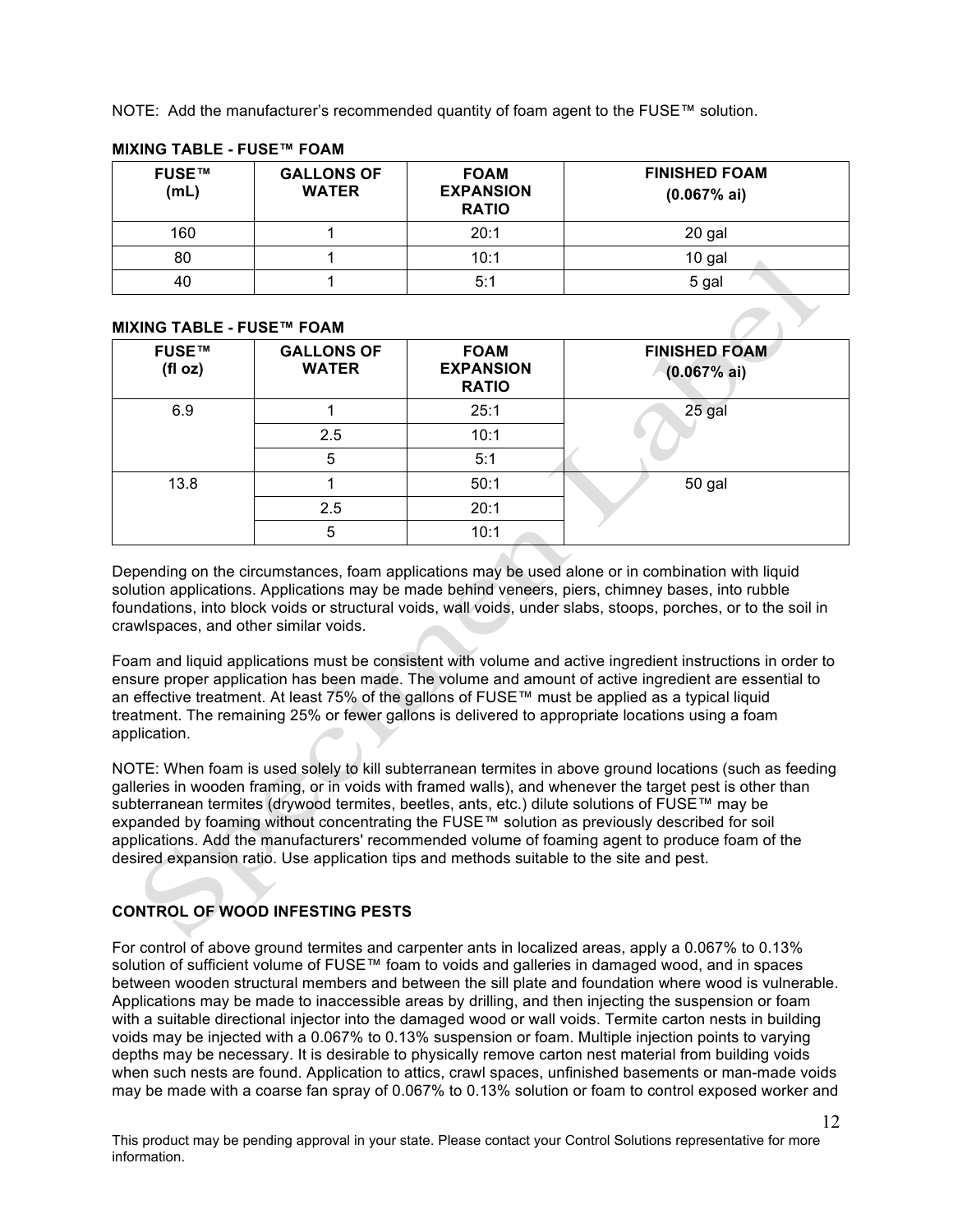NOTE: Add the manufacturer's recommended quantity of foam agent to the FUSE™ solution.

**MIXING TABLE - FUSE™ FOAM**

| FUSE™ (mL) | GALLONS OF WATER | FOAM EXPANSION RATIO | FINISHED FOAM (0.067% ai) |
|---|---|---|---|
| 160 | 1 | 20:1 | 20 gal |
| 80 | 1 | 10:1 | 10 gal |
| 40 | 1 | 5:1 | 5 gal |

**MIXING TABLE - FUSE™ FOAM**

| FUSE™ (fl oz) | GALLONS OF WATER | FOAM EXPANSION RATIO | FINISHED FOAM (0.067% ai) |
|---|---|---|---|
| 6.9 | 1 | 25:1 | 25 gal |
| | 2.5 | 10:1 | |
| | 5 | 5:1 | |
| 13.8 | 1 | 50:1 | 50 gal |
| | 2.5 | 20:1 | |
| | 5 | 10:1 | |

Depending on the circumstances, foam applications may be used alone or in combination with liquid solution applications. Applications may be made behind veneers, piers, chimney bases, into rubble foundations, into block voids or structural voids, wall voids, under slabs, stoops, porches, or to the soil in crawlspaces, and other similar voids.

Foam and liquid applications must be consistent with volume and active ingredient instructions in order to ensure proper application has been made. The volume and amount of active ingredient are essential to an effective treatment. At least 75% of the gallons of FUSE™ must be applied as a typical liquid treatment. The remaining 25% or fewer gallons is delivered to appropriate locations using a foam application.

NOTE: When foam is used solely to kill subterranean termites in above ground locations (such as feeding galleries in wooden framing, or in voids with framed walls), and whenever the target pest is other than subterranean termites (drywood termites, beetles, ants, etc.) dilute solutions of FUSE™ may be expanded by foaming without concentrating the FUSE™ solution as previously described for soil applications. Add the manufacturers' recommended volume of foaming agent to produce foam of the desired expansion ratio. Use application tips and methods suitable to the site and pest.

## CONTROL OF WOOD INFESTING PESTS

For control of above ground termites and carpenter ants in localized areas, apply a 0.067% to 0.13% solution of sufficient volume of FUSE™ foam to voids and galleries in damaged wood, and in spaces between wooden structural members and between the sill plate and foundation where wood is vulnerable. Applications may be made to inaccessible areas by drilling, and then injecting the suspension or foam with a suitable directional injector into the damaged wood or wall voids. Termite carton nests in building voids may be injected with a 0.067% to 0.13% suspension or foam. Multiple injection points to varying depths may be necessary. It is desirable to physically remove carton nest material from building voids when such nests are found. Application to attics, crawl spaces, unfinished basements or man-made voids may be made with a coarse fan spray of 0.067% to 0.13% solution or foam to control exposed worker and

This product may be pending approval in your state. Please contact your Control Solutions representative for more information.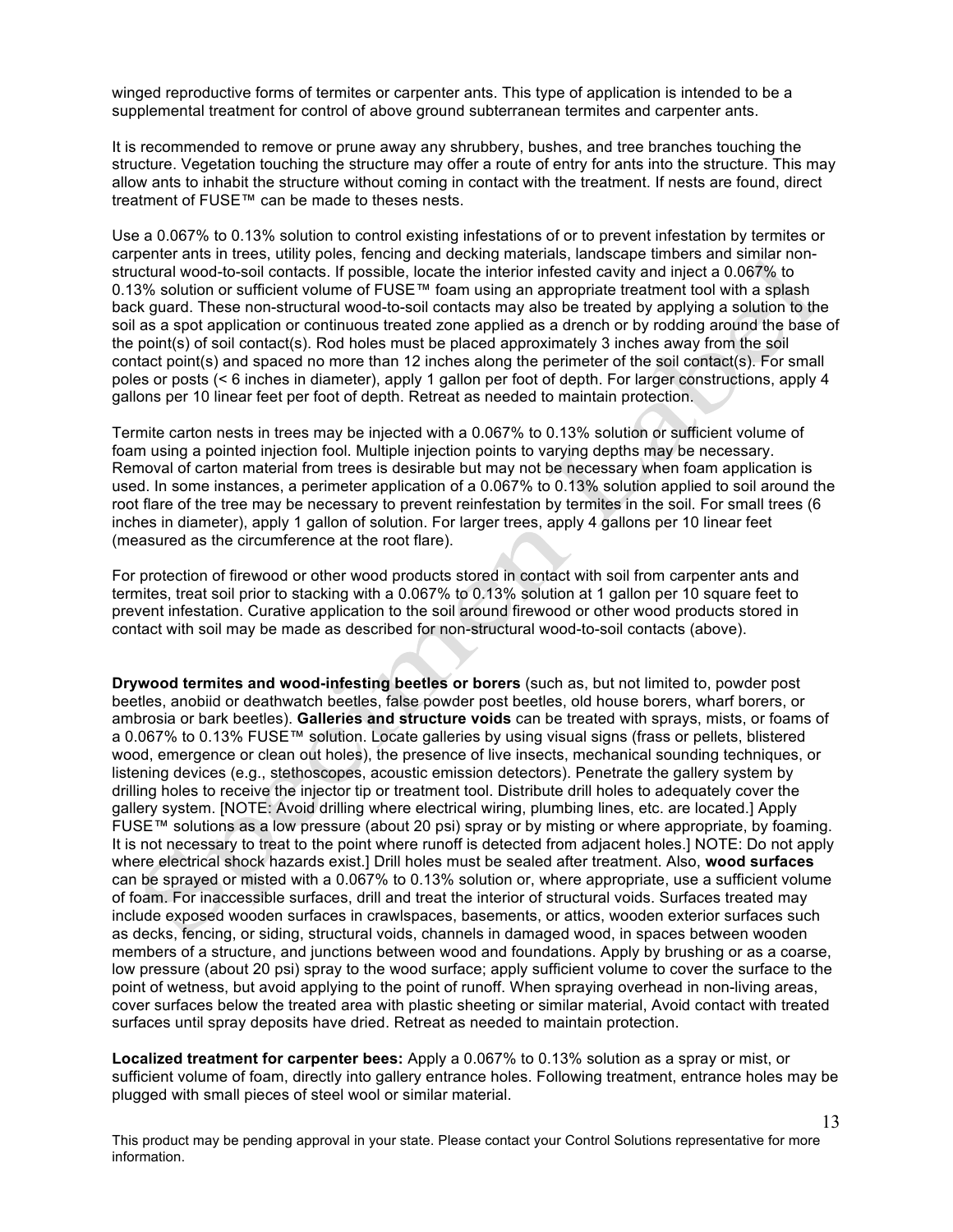winged reproductive forms of termites or carpenter ants. This type of application is intended to be a supplemental treatment for control of above ground subterranean termites and carpenter ants.

It is recommended to remove or prune away any shrubbery, bushes, and tree branches touching the structure. Vegetation touching the structure may offer a route of entry for ants into the structure. This may allow ants to inhabit the structure without coming in contact with the treatment. If nests are found, direct treatment of FUSE™ can be made to theses nests.

Use a 0.067% to 0.13% solution to control existing infestations of or to prevent infestation by termites or carpenter ants in trees, utility poles, fencing and decking materials, landscape timbers and similar non-structural wood-to-soil contacts. If possible, locate the interior infested cavity and inject a 0.067% to 0.13% solution or sufficient volume of FUSE™ foam using an appropriate treatment tool with a splash back guard. These non-structural wood-to-soil contacts may also be treated by applying a solution to the soil as a spot application or continuous treated zone applied as a drench or by rodding around the base of the point(s) of soil contact(s). Rod holes must be placed approximately 3 inches away from the soil contact point(s) and spaced no more than 12 inches along the perimeter of the soil contact(s). For small poles or posts (< 6 inches in diameter), apply 1 gallon per foot of depth. For larger constructions, apply 4 gallons per 10 linear feet per foot of depth. Retreat as needed to maintain protection.

Termite carton nests in trees may be injected with a 0.067% to 0.13% solution or sufficient volume of foam using a pointed injection fool. Multiple injection points to varying depths may be necessary. Removal of carton material from trees is desirable but may not be necessary when foam application is used. In some instances, a perimeter application of a 0.067% to 0.13% solution applied to soil around the root flare of the tree may be necessary to prevent reinfestation by termites in the soil. For small trees (6 inches in diameter), apply 1 gallon of solution. For larger trees, apply 4 gallons per 10 linear feet (measured as the circumference at the root flare).

For protection of firewood or other wood products stored in contact with soil from carpenter ants and termites, treat soil prior to stacking with a 0.067% to 0.13% solution at 1 gallon per 10 square feet to prevent infestation. Curative application to the soil around firewood or other wood products stored in contact with soil may be made as described for non-structural wood-to-soil contacts (above).

**Drywood termites and wood-infesting beetles or borers** (such as, but not limited to, powder post beetles, anobiid or deathwatch beetles, false powder post beetles, old house borers, wharf borers, or ambrosia or bark beetles). **Galleries and structure voids** can be treated with sprays, mists, or foams of a 0.067% to 0.13% FUSE™ solution. Locate galleries by using visual signs (frass or pellets, blistered wood, emergence or clean out holes), the presence of live insects, mechanical sounding techniques, or listening devices (e.g., stethoscopes, acoustic emission detectors). Penetrate the gallery system by drilling holes to receive the injector tip or treatment tool. Distribute drill holes to adequately cover the gallery system. [NOTE: Avoid drilling where electrical wiring, plumbing lines, etc. are located.] Apply FUSE™ solutions as a low pressure (about 20 psi) spray or by misting or where appropriate, by foaming. It is not necessary to treat to the point where runoff is detected from adjacent holes.] NOTE: Do not apply where electrical shock hazards exist.] Drill holes must be sealed after treatment. Also, **wood surfaces** can be sprayed or misted with a 0.067% to 0.13% solution or, where appropriate, use a sufficient volume of foam. For inaccessible surfaces, drill and treat the interior of structural voids. Surfaces treated may include exposed wooden surfaces in crawlspaces, basements, or attics, wooden exterior surfaces such as decks, fencing, or siding, structural voids, channels in damaged wood, in spaces between wooden members of a structure, and junctions between wood and foundations. Apply by brushing or as a coarse, low pressure (about 20 psi) spray to the wood surface; apply sufficient volume to cover the surface to the point of wetness, but avoid applying to the point of runoff. When spraying overhead in non-living areas, cover surfaces below the treated area with plastic sheeting or similar material, Avoid contact with treated surfaces until spray deposits have dried. Retreat as needed to maintain protection.

**Localized treatment for carpenter bees:** Apply a 0.067% to 0.13% solution as a spray or mist, or sufficient volume of foam, directly into gallery entrance holes. Following treatment, entrance holes may be plugged with small pieces of steel wool or similar material.

This product may be pending approval in your state. Please contact your Control Solutions representative for more information.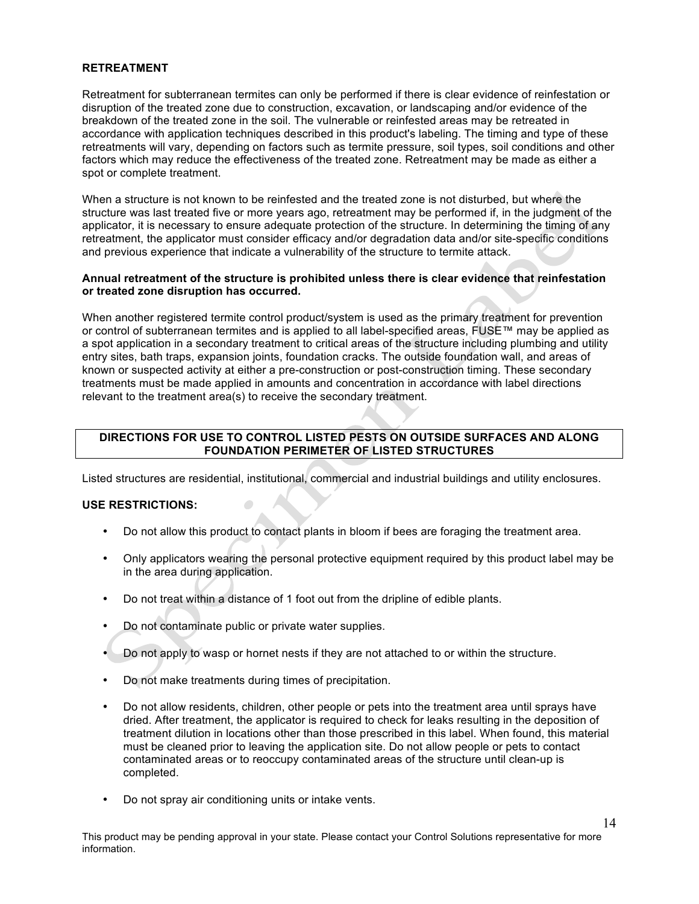## RETREATMENT

Retreatment for subterranean termites can only be performed if there is clear evidence of reinfestation or disruption of the treated zone due to construction, excavation, or landscaping and/or evidence of the breakdown of the treated zone in the soil. The vulnerable or reinfested areas may be retreated in accordance with application techniques described in this product's labeling. The timing and type of these retreatments will vary, depending on factors such as termite pressure, soil types, soil conditions and other factors which may reduce the effectiveness of the treated zone. Retreatment may be made as either a spot or complete treatment.

When a structure is not known to be reinfested and the treated zone is not disturbed, but where the structure was last treated five or more years ago, retreatment may be performed if, in the judgment of the applicator, it is necessary to ensure adequate protection of the structure. In determining the timing of any retreatment, the applicator must consider efficacy and/or degradation data and/or site-specific conditions and previous experience that indicate a vulnerability of the structure to termite attack.

**Annual retreatment of the structure is prohibited unless there is clear evidence that reinfestation or treated zone disruption has occurred.**

When another registered termite control product/system is used as the primary treatment for prevention or control of subterranean termites and is applied to all label-specified areas, FUSE™ may be applied as a spot application in a secondary treatment to critical areas of the structure including plumbing and utility entry sites, bath traps, expansion joints, foundation cracks. The outside foundation wall, and areas of known or suspected activity at either a pre-construction or post-construction timing. These secondary treatments must be made applied in amounts and concentration in accordance with label directions relevant to the treatment area(s) to receive the secondary treatment.

## DIRECTIONS FOR USE TO CONTROL LISTED PESTS ON OUTSIDE SURFACES AND ALONG FOUNDATION PERIMETER OF LISTED STRUCTURES

Listed structures are residential, institutional, commercial and industrial buildings and utility enclosures.

**USE RESTRICTIONS:**

- Do not allow this product to contact plants in bloom if bees are foraging the treatment area.
- Only applicators wearing the personal protective equipment required by this product label may be in the area during application.
- Do not treat within a distance of 1 foot out from the dripline of edible plants.
- Do not contaminate public or private water supplies.
- Do not apply to wasp or hornet nests if they are not attached to or within the structure.
- Do not make treatments during times of precipitation.
- Do not allow residents, children, other people or pets into the treatment area until sprays have dried. After treatment, the applicator is required to check for leaks resulting in the deposition of treatment dilution in locations other than those prescribed in this label. When found, this material must be cleaned prior to leaving the application site. Do not allow people or pets to contact contaminated areas or to reoccupy contaminated areas of the structure until clean-up is completed.
- Do not spray air conditioning units or intake vents.

This product may be pending approval in your state. Please contact your Control Solutions representative for more information.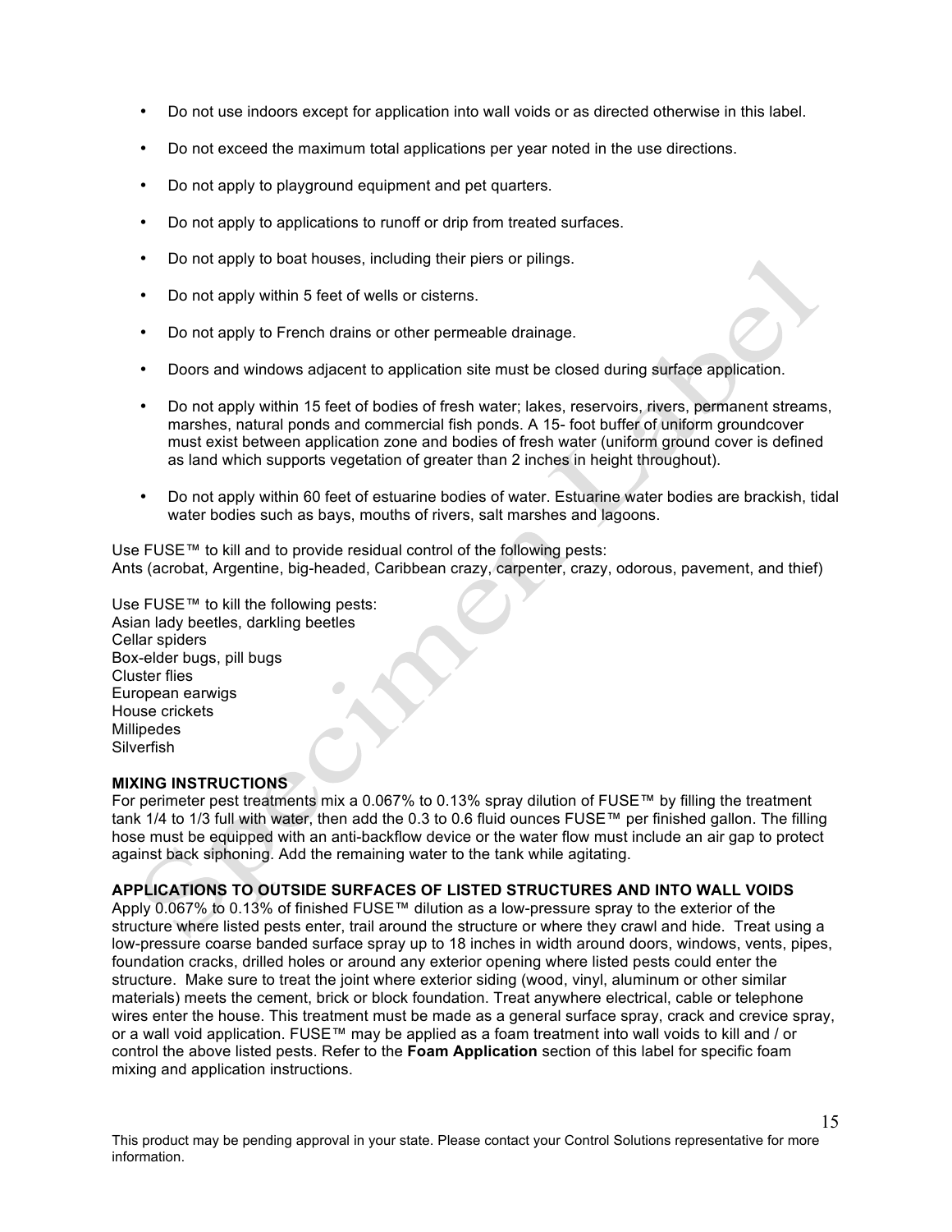- Do not use indoors except for application into wall voids or as directed otherwise in this label.
- Do not exceed the maximum total applications per year noted in the use directions.
- Do not apply to playground equipment and pet quarters.
- Do not apply to applications to runoff or drip from treated surfaces.
- Do not apply to boat houses, including their piers or pilings.
- Do not apply within 5 feet of wells or cisterns.
- Do not apply to French drains or other permeable drainage.
- Doors and windows adjacent to application site must be closed during surface application.
- Do not apply within 15 feet of bodies of fresh water; lakes, reservoirs, rivers, permanent streams, marshes, natural ponds and commercial fish ponds. A 15- foot buffer of uniform groundcover must exist between application zone and bodies of fresh water (uniform ground cover is defined as land which supports vegetation of greater than 2 inches in height throughout).
- Do not apply within 60 feet of estuarine bodies of water. Estuarine water bodies are brackish, tidal water bodies such as bays, mouths of rivers, salt marshes and lagoons.

Use FUSE™ to kill and to provide residual control of the following pests:
Ants (acrobat, Argentine, big-headed, Caribbean crazy, carpenter, crazy, odorous, pavement, and thief)

Use FUSE™ to kill the following pests:
Asian lady beetles, darkling beetles
Cellar spiders
Box-elder bugs, pill bugs
Cluster flies
European earwigs
House crickets
Millipedes
Silverfish

**MIXING INSTRUCTIONS**
For perimeter pest treatments mix a 0.067% to 0.13% spray dilution of FUSE™ by filling the treatment tank 1/4 to 1/3 full with water, then add the 0.3 to 0.6 fluid ounces FUSE™ per finished gallon. The filling hose must be equipped with an anti-backflow device or the water flow must include an air gap to protect against back siphoning. Add the remaining water to the tank while agitating.

**APPLICATIONS TO OUTSIDE SURFACES OF LISTED STRUCTURES AND INTO WALL VOIDS**
Apply 0.067% to 0.13% of finished FUSE™ dilution as a low-pressure spray to the exterior of the structure where listed pests enter, trail around the structure or where they crawl and hide. Treat using a low-pressure coarse banded surface spray up to 18 inches in width around doors, windows, vents, pipes, foundation cracks, drilled holes or around any exterior opening where listed pests could enter the structure. Make sure to treat the joint where exterior siding (wood, vinyl, aluminum or other similar materials) meets the cement, brick or block foundation. Treat anywhere electrical, cable or telephone wires enter the house. This treatment must be made as a general surface spray, crack and crevice spray, or a wall void application. FUSE™ may be applied as a foam treatment into wall voids to kill and / or control the above listed pests. Refer to the **Foam Application** section of this label for specific foam mixing and application instructions.

This product may be pending approval in your state. Please contact your Control Solutions representative for more information.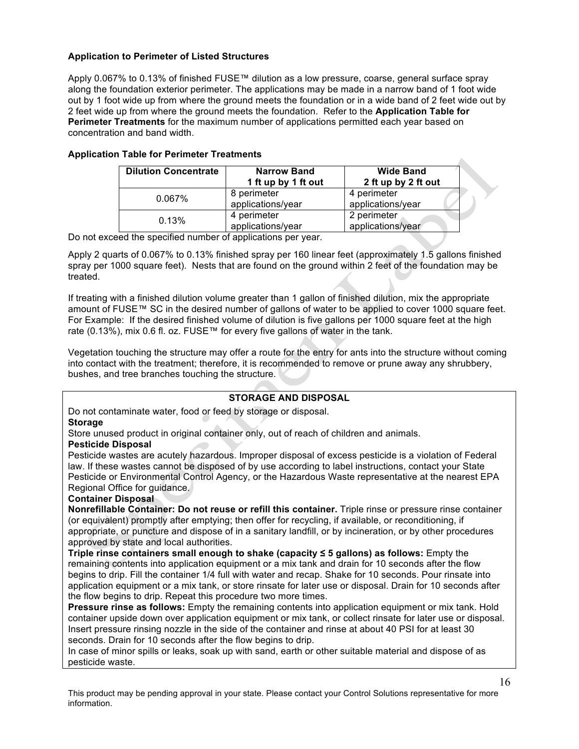**Application to Perimeter of Listed Structures**

Apply 0.067% to 0.13% of finished FUSE™ dilution as a low pressure, coarse, general surface spray along the foundation exterior perimeter. The applications may be made in a narrow band of 1 foot wide out by 1 foot wide up from where the ground meets the foundation or in a wide band of 2 feet wide out by 2 feet wide up from where the ground meets the foundation. Refer to the **Application Table for Perimeter Treatments** for the maximum number of applications permitted each year based on concentration and band width.

**Application Table for Perimeter Treatments**

| Dilution Concentrate | Narrow Band 1 ft up by 1 ft out | Wide Band 2 ft up by 2 ft out |
|---|---|---|
| 0.067% | 8 perimeter applications/year | 4 perimeter applications/year |
| 0.13% | 4 perimeter applications/year | 2 perimeter applications/year |

Do not exceed the specified number of applications per year.

Apply 2 quarts of 0.067% to 0.13% finished spray per 160 linear feet (approximately 1.5 gallons finished spray per 1000 square feet). Nests that are found on the ground within 2 feet of the foundation may be treated.

If treating with a finished dilution volume greater than 1 gallon of finished dilution, mix the appropriate amount of FUSE™ SC in the desired number of gallons of water to be applied to cover 1000 square feet. For Example: If the desired finished volume of dilution is five gallons per 1000 square feet at the high rate (0.13%), mix 0.6 fl. oz. FUSE™ for every five gallons of water in the tank.

Vegetation touching the structure may offer a route for the entry for ants into the structure without coming into contact with the treatment; therefore, it is recommended to remove or prune away any shrubbery, bushes, and tree branches touching the structure.

**STORAGE AND DISPOSAL**

Do not contaminate water, food or feed by storage or disposal.

**Storage**

Store unused product in original container only, out of reach of children and animals.

**Pesticide Disposal**

Pesticide wastes are acutely hazardous. Improper disposal of excess pesticide is a violation of Federal law. If these wastes cannot be disposed of by use according to label instructions, contact your State Pesticide or Environmental Control Agency, or the Hazardous Waste representative at the nearest EPA Regional Office for guidance.

**Container Disposal**

**Nonrefillable Container: Do not reuse or refill this container.** Triple rinse or pressure rinse container (or equivalent) promptly after emptying; then offer for recycling, if available, or reconditioning, if appropriate, or puncture and dispose of in a sanitary landfill, or by incineration, or by other procedures approved by state and local authorities.

**Triple rinse containers small enough to shake (capacity ≤ 5 gallons) as follows:** Empty the remaining contents into application equipment or a mix tank and drain for 10 seconds after the flow begins to drip. Fill the container 1/4 full with water and recap. Shake for 10 seconds. Pour rinsate into application equipment or a mix tank, or store rinsate for later use or disposal. Drain for 10 seconds after the flow begins to drip. Repeat this procedure two more times.

**Pressure rinse as follows:** Empty the remaining contents into application equipment or mix tank. Hold container upside down over application equipment or mix tank, or collect rinsate for later use or disposal. Insert pressure rinsing nozzle in the side of the container and rinse at about 40 PSI for at least 30 seconds. Drain for 10 seconds after the flow begins to drip.

In case of minor spills or leaks, soak up with sand, earth or other suitable material and dispose of as pesticide waste.

This product may be pending approval in your state. Please contact your Control Solutions representative for more information.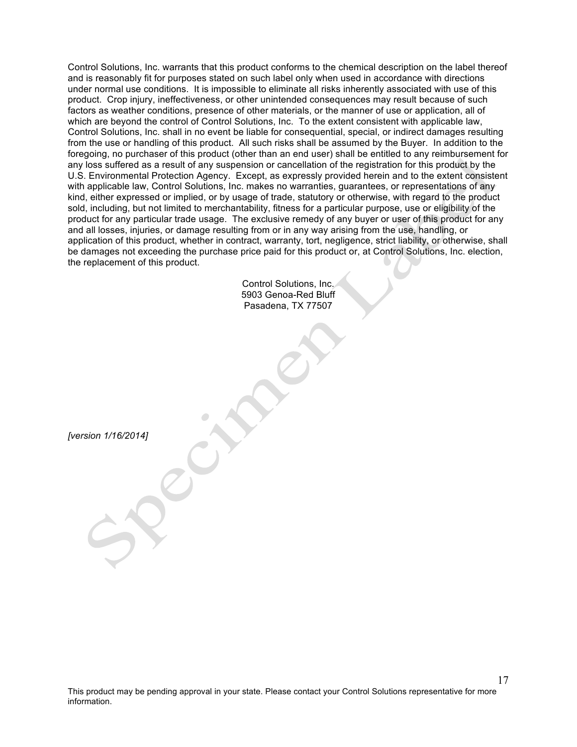Control Solutions, Inc. warrants that this product conforms to the chemical description on the label thereof and is reasonably fit for purposes stated on such label only when used in accordance with directions under normal use conditions. It is impossible to eliminate all risks inherently associated with use of this product. Crop injury, ineffectiveness, or other unintended consequences may result because of such factors as weather conditions, presence of other materials, or the manner of use or application, all of which are beyond the control of Control Solutions, Inc. To the extent consistent with applicable law, Control Solutions, Inc. shall in no event be liable for consequential, special, or indirect damages resulting from the use or handling of this product. All such risks shall be assumed by the Buyer. In addition to the foregoing, no purchaser of this product (other than an end user) shall be entitled to any reimbursement for any loss suffered as a result of any suspension or cancellation of the registration for this product by the U.S. Environmental Protection Agency. Except, as expressly provided herein and to the extent consistent with applicable law, Control Solutions, Inc. makes no warranties, guarantees, or representations of any kind, either expressed or implied, or by usage of trade, statutory or otherwise, with regard to the product sold, including, but not limited to merchantability, fitness for a particular purpose, use or eligibility of the product for any particular trade usage. The exclusive remedy of any buyer or user of this product for any and all losses, injuries, or damage resulting from or in any way arising from the use, handling, or application of this product, whether in contract, warranty, tort, negligence, strict liability, or otherwise, shall be damages not exceeding the purchase price paid for this product or, at Control Solutions, Inc. election, the replacement of this product.

Control Solutions, Inc.
5903 Genoa-Red Bluff
Pasadena, TX 77507

*[version 1/16/2014]*

This product may be pending approval in your state. Please contact your Control Solutions representative for more information.